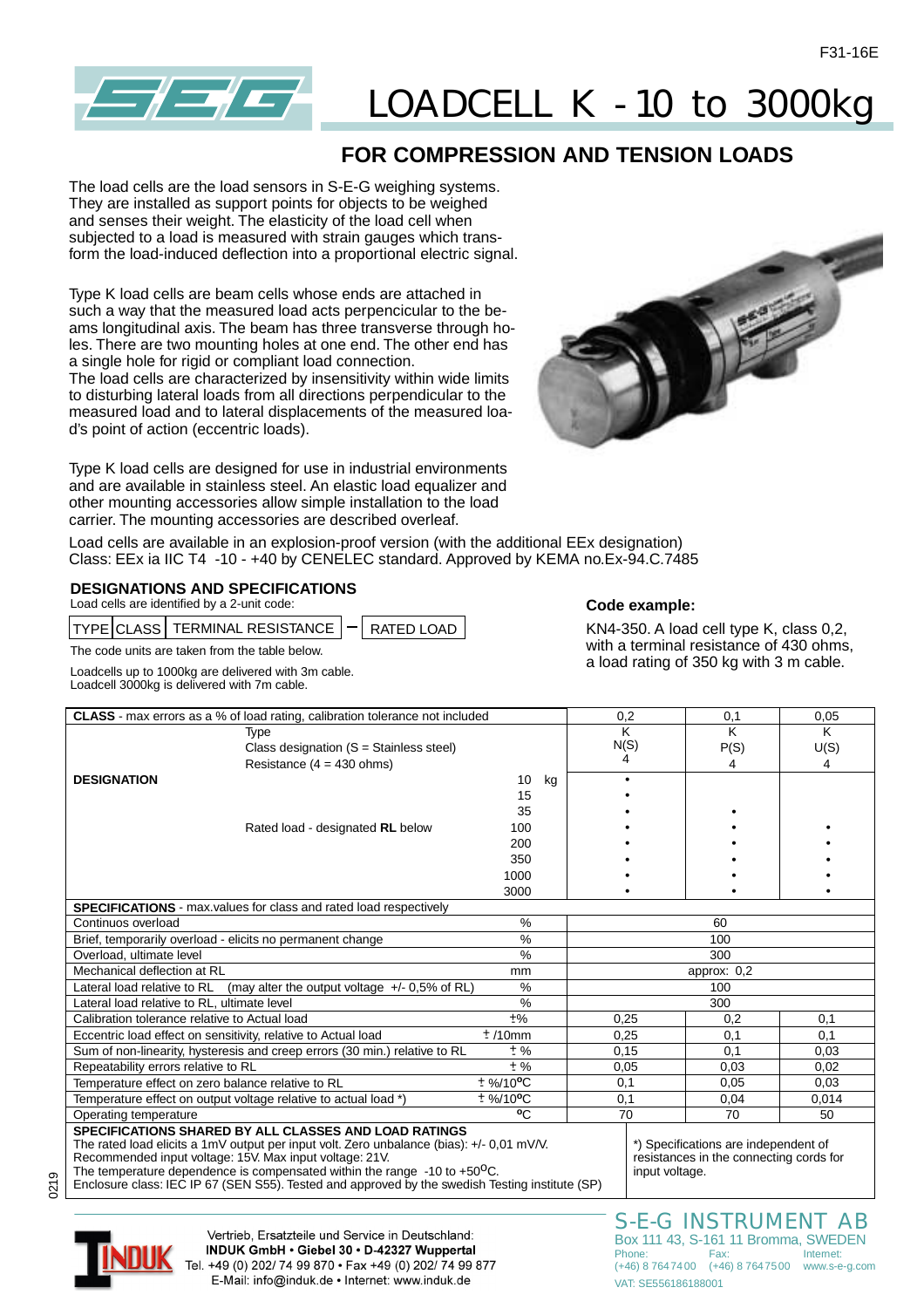# LOADCELL K - 10 to 3000kg

## FOR COMPRESSION AND TENSION LOADS

The load cells are the load sensors in S-E-G weighing systems. They are installed as support points for objects to be weighed and senses their weight. The elasticity of the load cell when subjected to a load is measured with strain gauges which transform the load-induced deflection into a proportional electric signal.

Type K load cells are beam cells whose ends are attached in such a way that the measured load acts perpencicular to the beams longitudinal axis. The beam has three transverse through holes. There are two mounting holes at one end. The other end has a single hole for rigid or compliant load connection.
The load cells are characterized by insensitivity within wide limits to disturbing lateral loads from all directions perpendicular to the measured load and to lateral displacements of the measured load's point of action (eccentric loads).

Type K load cells are designed for use in industrial environments and are available in stainless steel. An elastic load equalizer and other mounting accessories allow simple installation to the load carrier. The mounting accessories are described overleaf.

Load cells are available in an explosion-proof version (with the additional EEx designation)
Class: EEx ia IIC T4 -10 - +40 by CENELEC standard. Approved by KEMA no.Ex-94.C.7485

### DESIGNATIONS AND SPECIFICATIONS

Load cells are identified by a 2-unit code:

| TYPE | CLASS | TERMINAL RESISTANCE | – | RATED LOAD |
|---|---|---|---|---|

The code units are taken from the table below.

Loadcells up to 1000kg are delivered with 3m cable.
Loadcell 3000kg is delivered with 7m cable.

**Code example:**

KN4-350. A load cell type K, class 0,2, with a terminal resistance of 430 ohms, a load rating of 350 kg with 3 m cable.

| **CLASS** - max errors as a % of load rating, calibration tolerance not included | | | 0,2 | 0,1 | 0,05 |
|---|---|---|---|---|---|
| | Type | | K | K | K |
| | Class designation (S = Stainless steel) | | N(S) | P(S) | U(S) |
| | Resistance (4 = 430 ohms) | | 4 | 4 | 4 |
| **DESIGNATION** | | 10 kg | • | | |
| | | 15 | • | | |
| | | 35 | • | • | |
| | Rated load - designated **RL** below | 100 | • | • | • |
| | | 200 | • | • | • |
| | | 350 | • | • | • |
| | | 1000 | • | • | • |
| | | 3000 | • | • | • |
| **SPECIFICATIONS** - max.values for class and rated load respectively | | | | | |
| Continuos overload | | % | 60 | | |
| Brief, temporarily overload - elicits no permanent change | | % | 100 | | |
| Overload, ultimate level | | % | 300 | | |
| Mechanical deflection at RL | | mm | approx: 0,2 | | |
| Lateral load relative to RL (may alter the output voltage +/- 0,5% of RL) | | % | 100 | | |
| Lateral load relative to RL, ultimate level | | % | 300 | | |
| Calibration tolerance relative to Actual load | | ±% | 0,25 | 0,2 | 0,1 |
| Eccentric load effect on sensitivity, relative to Actual load | | ± /10mm | 0,25 | 0,1 | 0,1 |
| Sum of non-linearity, hysteresis and creep errors (30 min.) relative to RL | | ± % | 0,15 | 0,1 | 0,03 |
| Repeatability errors relative to RL | | ± % | 0,05 | 0,03 | 0,02 |
| Temperature effect on zero balance relative to RL | | ± %/10°C | 0,1 | 0,05 | 0,03 |
| Temperature effect on output voltage relative to actual load *) | | ± %/10°C | 0,1 | 0,04 | 0,014 |
| Operating temperature | | °C | 70 | 70 | 50 |

**SPECIFICATIONS SHARED BY ALL CLASSES AND LOAD RATINGS**
The rated load elicits a 1mV output per input volt. Zero unbalance (bias): +/- 0,01 mV/V.
Recommended input voltage: 15V. Max input voltage: 21V.
The temperature dependence is compensated within the range -10 to +50°C.
Enclosure class: IEC IP 67 (SEN S55). Tested and approved by the swedish Testing institute (SP)

*) Specifications are independent of resistances in the connecting cords for input voltage.

Vertrieb, Ersatzteile und Service in Deutschland:
**INDUK GmbH • Giebel 30 • D-42327 Wuppertal**
Tel. +49 (0) 202/ 74 99 870 • Fax +49 (0) 202/ 74 99 877
E-Mail: info@induk.de • Internet: www.induk.de

S-E-G INSTRUMENT AB
Box 111 43, S-161 11 Bromma, SWEDEN
Phone: (+46) 8 764 74 00 Fax: (+46) 8 764 75 00 Internet: www.s-e-g.com
VAT: SE556186188001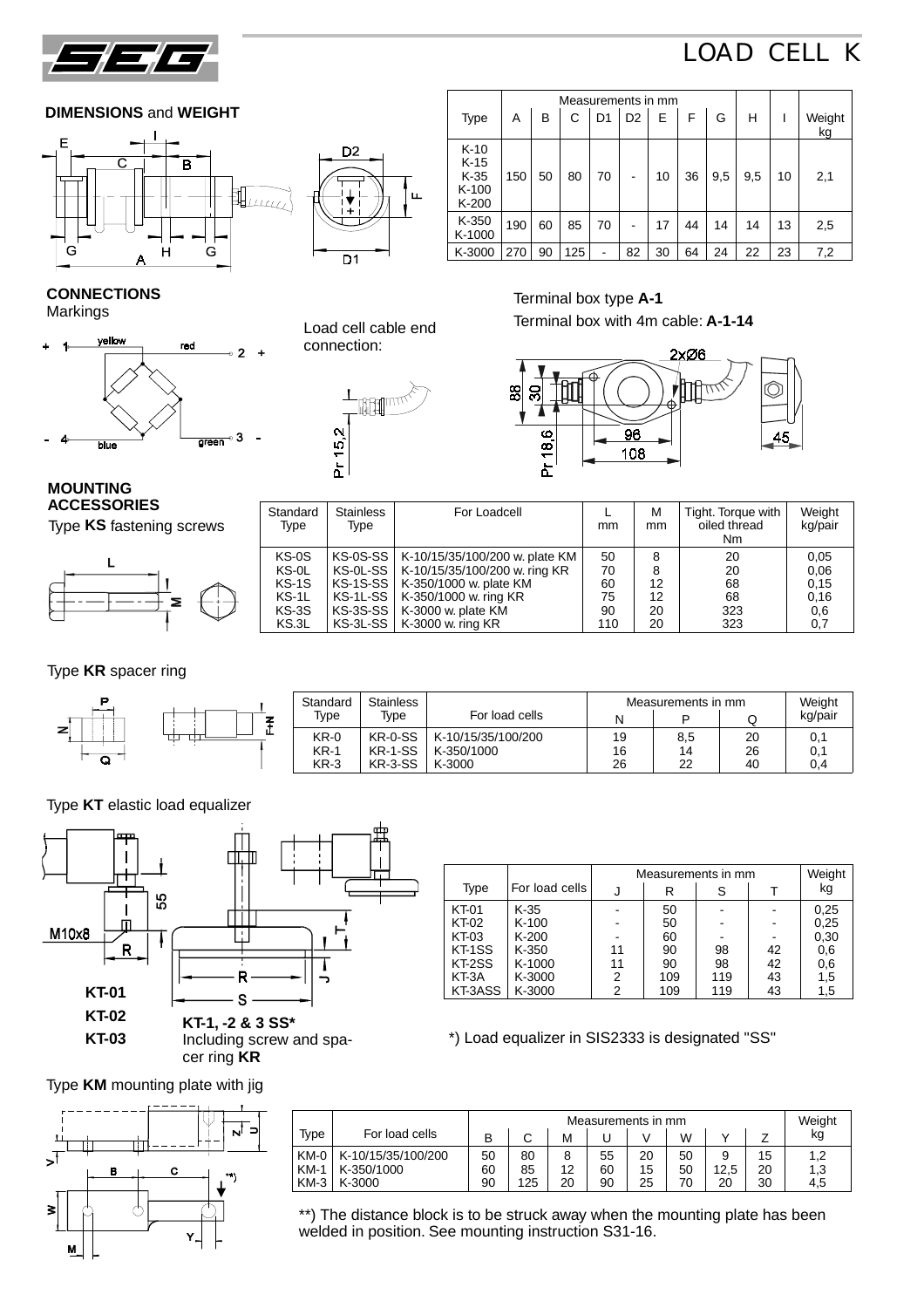# LOAD CELL K

## DIMENSIONS and WEIGHT

| Type | Measurements in mm | | | | | | | | | | Weight |
|---|---|---|---|---|---|---|---|---|---|---|---|
| | A | B | C | D1 | D2 | E | F | G | H | I | kg |
| K-10 K-15 K-35 K-100 K-200 | 150 | 50 | 80 | 70 | - | 10 | 36 | 9,5 | 9,5 | 10 | 2,1 |
| K-350 K-1000 | 190 | 60 | 85 | 70 | - | 17 | 44 | 14 | 14 | 13 | 2,5 |
| K-3000 | 270 | 90 | 125 | - | 82 | 30 | 64 | 24 | 22 | 23 | 7,2 |

## CONNECTIONS

Markings

+ 1 yellow, red 2 +
- 4 blue, green 3 -

Load cell cable end connection:

Pr 15,2

Terminal box type **A-1**

Terminal box with 4m cable: **A-1-14**

2xØ6, 88, 30, 96, 108, 45, Pr 18,6

## MOUNTING ACCESSORIES

Type **KS** fastening screws

| Standard Type | Stainless Type | For Loadcell | L mm | M mm | Tight. Torque with oiled thread Nm | Weight kg/pair |
|---|---|---|---|---|---|---|
| KS-0S | KS-0S-SS | K-10/15/35/100/200 w. plate KM | 50 | 8 | 20 | 0,05 |
| KS-0L | KS-0L-SS | K-10/15/35/100/200 w. ring KR | 70 | 8 | 20 | 0,06 |
| KS-1S | KS-1S-SS | K-350/1000 w. plate KM | 60 | 12 | 68 | 0,15 |
| KS-1L | KS-1L-SS | K-350/1000 w. ring KR | 75 | 12 | 68 | 0,16 |
| KS-3S | KS-3S-SS | K-3000 w. plate KM | 90 | 20 | 323 | 0,6 |
| KS.3L | KS-3L-SS | K-3000 w. ring KR | 110 | 20 | 323 | 0,7 |

Type **KR** spacer ring

| Standard Type | Stainless Type | For load cells | Measurements in mm | | | Weight kg/pair |
|---|---|---|---|---|---|---|
| | | | N | P | Q | |
| KR-0 | KR-0-SS | K-10/15/35/100/200 | 19 | 8,5 | 20 | 0,1 |
| KR-1 | KR-1-SS | K-350/1000 | 16 | 14 | 26 | 0,1 |
| KR-3 | KR-3-SS | K-3000 | 26 | 22 | 40 | 0,4 |

Type **KT** elastic load equalizer

M10x8, 55

**KT-01**
**KT-02**
**KT-03**

**KT-1, -2 & 3 SS*** Including screw and spacer ring **KR**

| Type | For load cells | Measurements in mm | | | | Weight kg |
|---|---|---|---|---|---|---|
| | | J | R | S | T | |
| KT-01 | K-35 | - | 50 | - | - | 0,25 |
| KT-02 | K-100 | - | 50 | - | - | 0,25 |
| KT-03 | K-200 | - | 60 | - | - | 0,30 |
| KT-1SS | K-350 | 11 | 90 | 98 | 42 | 0,6 |
| KT-2SS | K-1000 | 11 | 90 | 98 | 42 | 0,6 |
| KT-3A | K-3000 | 2 | 109 | 119 | 43 | 1,5 |
| KT-3ASS | K-3000 | 2 | 109 | 119 | 43 | 1,5 |

*) Load equalizer in SIS2333 is designated "SS"

Type **KM** mounting plate with jig

| Type | For load cells | Measurements in mm | | | | | | | | Weight kg |
|---|---|---|---|---|---|---|---|---|---|---|
| | | B | C | M | U | V | W | Y | Z | |
| KM-0 | K-10/15/35/100/200 | 50 | 80 | 8 | 55 | 20 | 50 | 9 | 15 | 1,2 |
| KM-1 | K-350/1000 | 60 | 85 | 12 | 60 | 15 | 50 | 12,5 | 20 | 1,3 |
| KM-3 | K-3000 | 90 | 125 | 20 | 90 | 25 | 70 | 20 | 30 | 4,5 |

**) The distance block is to be struck away when the mounting plate has been welded in position. See mounting instruction S31-16.